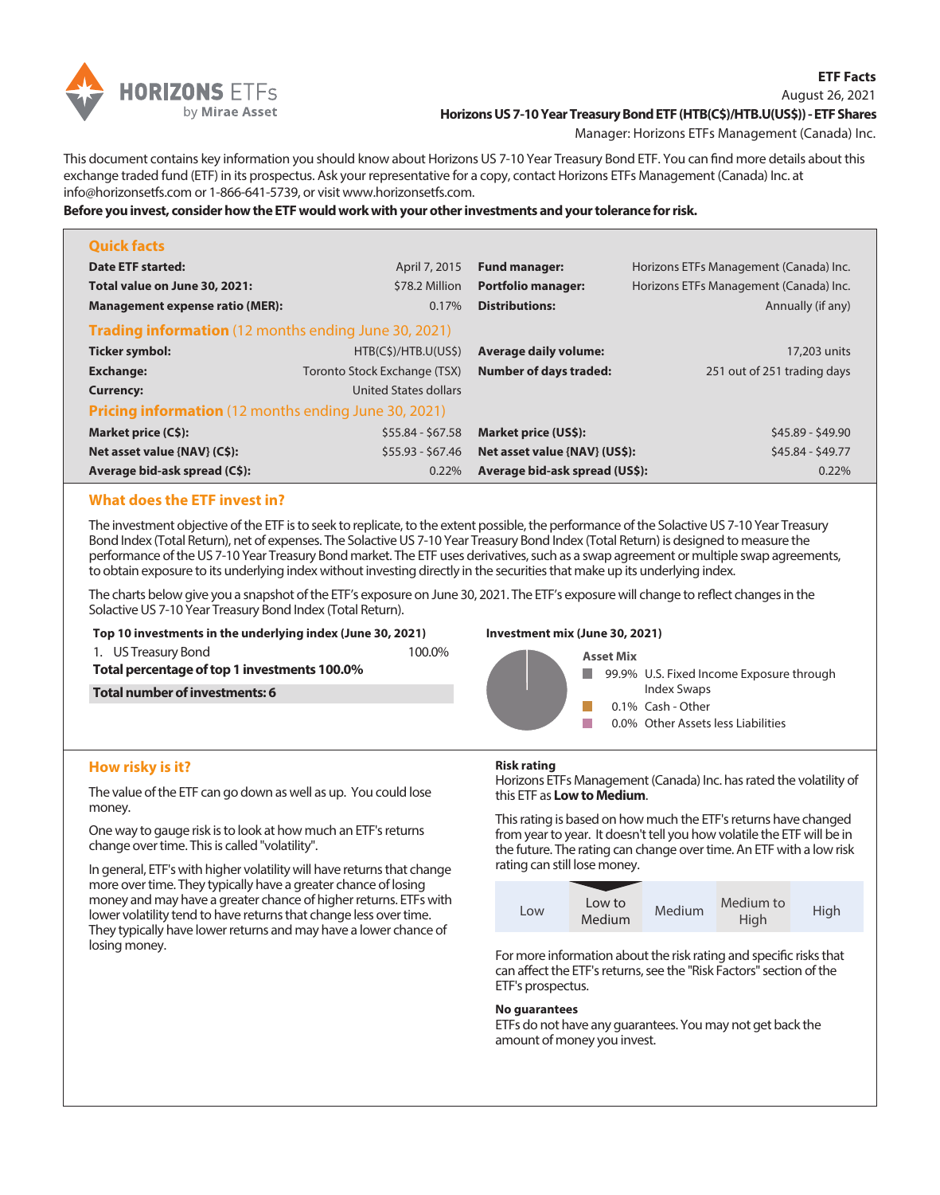**ETF Facts**
August 26, 2021
**Horizons US 7-10 Year Treasury Bond ETF (HTB(C$)/HTB.U(US$)) - ETF Shares**
Manager: Horizons ETFs Management (Canada) Inc.

This document contains key information you should know about Horizons US 7-10 Year Treasury Bond ETF. You can find more details about this exchange traded fund (ETF) in its prospectus. Ask your representative for a copy, contact Horizons ETFs Management (Canada) Inc. at info@horizonsetfs.com or 1-866-641-5739, or visit www.horizonsetfs.com.

**Before you invest, consider how the ETF would work with your other investments and your tolerance for risk.**

## Quick facts

| | | | |
|---|---|---|---|
| **Date ETF started:** | April 7, 2015 | **Fund manager:** | Horizons ETFs Management (Canada) Inc. |
| **Total value on June 30, 2021:** | $78.2 Million | **Portfolio manager:** | Horizons ETFs Management (Canada) Inc. |
| **Management expense ratio (MER):** | 0.17% | **Distributions:** | Annually (if any) |

## Trading information (12 months ending June 30, 2021)

| | | | |
|---|---|---|---|
| **Ticker symbol:** | HTB(C$)/HTB.U(US$) | **Average daily volume:** | 17,203 units |
| **Exchange:** | Toronto Stock Exchange (TSX) | **Number of days traded:** | 251 out of 251 trading days |
| **Currency:** | United States dollars | | |

## Pricing information (12 months ending June 30, 2021)

| | | | |
|---|---|---|---|
| **Market price (C$):** | $55.84 - $67.58 | **Market price (US$):** | $45.89 - $49.90 |
| **Net asset value {NAV} (C$):** | $55.93 - $67.46 | **Net asset value {NAV} (US$):** | $45.84 - $49.77 |
| **Average bid-ask spread (C$):** | 0.22% | **Average bid-ask spread (US$):** | 0.22% |

## What does the ETF invest in?

The investment objective of the ETF is to seek to replicate, to the extent possible, the performance of the Solactive US 7-10 Year Treasury Bond Index (Total Return), net of expenses. The Solactive US 7-10 Year Treasury Bond Index (Total Return) is designed to measure the performance of the US 7-10 Year Treasury Bond market. The ETF uses derivatives, such as a swap agreement or multiple swap agreements, to obtain exposure to its underlying index without investing directly in the securities that make up its underlying index.

The charts below give you a snapshot of the ETF's exposure on June 30, 2021. The ETF's exposure will change to reflect changes in the Solactive US 7-10 Year Treasury Bond Index (Total Return).

**Top 10 investments in the underlying index (June 30, 2021)**

| | |
|---|---|
| 1. US Treasury Bond | 100.0% |
| **Total percentage of top 1 investments 100.0%** | |
| **Total number of investments: 6** | |

**Investment mix (June 30, 2021)**

**Asset Mix**

- 99.9% U.S. Fixed Income Exposure through Index Swaps
- 0.1% Cash - Other
- 0.0% Other Assets less Liabilities

## How risky is it?

The value of the ETF can go down as well as up. You could lose money.

One way to gauge risk is to look at how much an ETF's returns change over time. This is called "volatility".

In general, ETF's with higher volatility will have returns that change more over time. They typically have a greater chance of losing money and may have a greater chance of higher returns. ETFs with lower volatility tend to have returns that change less over time. They typically have lower returns and may have a lower chance of losing money.

**Risk rating**

Horizons ETFs Management (Canada) Inc. has rated the volatility of this ETF as **Low to Medium**.

This rating is based on how much the ETF's returns have changed from year to year. It doesn't tell you how volatile the ETF will be in the future. The rating can change over time. An ETF with a low risk rating can still lose money.

| Low | Low to Medium | Medium | Medium to High | High |
|---|---|---|---|---|

For more information about the risk rating and specific risks that can affect the ETF's returns, see the "Risk Factors" section of the ETF's prospectus.

**No guarantees**

ETFs do not have any guarantees. You may not get back the amount of money you invest.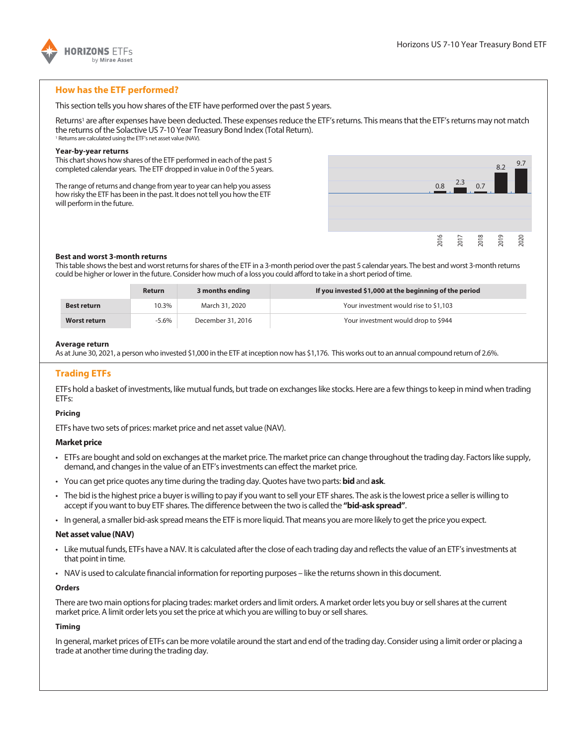## How has the ETF performed?

This section tells you how shares of the ETF have performed over the past 5 years.

Returns[1] are after expenses have been deducted. These expenses reduce the ETF's returns. This means that the ETF's returns may not match the returns of the Solactive US 7-10 Year Treasury Bond Index (Total Return).

[1] Returns are calculated using the ETF's net asset value (NAV).

**Year-by-year returns**

This chart shows how shares of the ETF performed in each of the past 5 completed calendar years. The ETF dropped in value in 0 of the 5 years.

The range of returns and change from year to year can help you assess how risky the ETF has been in the past. It does not tell you how the ETF will perform in the future.

| 2016 | 2017 | 2018 | 2019 | 2020 |
|---|---|---|---|---|
| 0.8 | 2.3 | 0.7 | 8.2 | 9.7 |

**Best and worst 3-month returns**

This table shows the best and worst returns for shares of the ETF in a 3-month period over the past 5 calendar years. The best and worst 3-month returns could be higher or lower in the future. Consider how much of a loss you could afford to take in a short period of time.

| | Return | 3 months ending | If you invested $1,000 at the beginning of the period |
|---|---|---|---|
| **Best return** | 10.3% | March 31, 2020 | Your investment would rise to $1,103 |
| **Worst return** | -5.6% | December 31, 2016 | Your investment would drop to $944 |

**Average return**

As at June 30, 2021, a person who invested $1,000 in the ETF at inception now has $1,176. This works out to an annual compound return of 2.6%.

## Trading ETFs

ETFs hold a basket of investments, like mutual funds, but trade on exchanges like stocks. Here are a few things to keep in mind when trading ETFs:

**Pricing**

ETFs have two sets of prices: market price and net asset value (NAV).

**Market price**

- ETFs are bought and sold on exchanges at the market price. The market price can change throughout the trading day. Factors like supply, demand, and changes in the value of an ETF's investments can effect the market price.
- You can get price quotes any time during the trading day. Quotes have two parts: **bid** and **ask**.
- The bid is the highest price a buyer is willing to pay if you want to sell your ETF shares. The ask is the lowest price a seller is willing to accept if you want to buy ETF shares. The difference between the two is called the **"bid-ask spread"**.
- In general, a smaller bid-ask spread means the ETF is more liquid. That means you are more likely to get the price you expect.

**Net asset value (NAV)**

- Like mutual funds, ETFs have a NAV. It is calculated after the close of each trading day and reflects the value of an ETF's investments at that point in time.
- NAV is used to calculate financial information for reporting purposes – like the returns shown in this document.

**Orders**

There are two main options for placing trades: market orders and limit orders. A market order lets you buy or sell shares at the current market price. A limit order lets you set the price at which you are willing to buy or sell shares.

**Timing**

In general, market prices of ETFs can be more volatile around the start and end of the trading day. Consider using a limit order or placing a trade at another time during the trading day.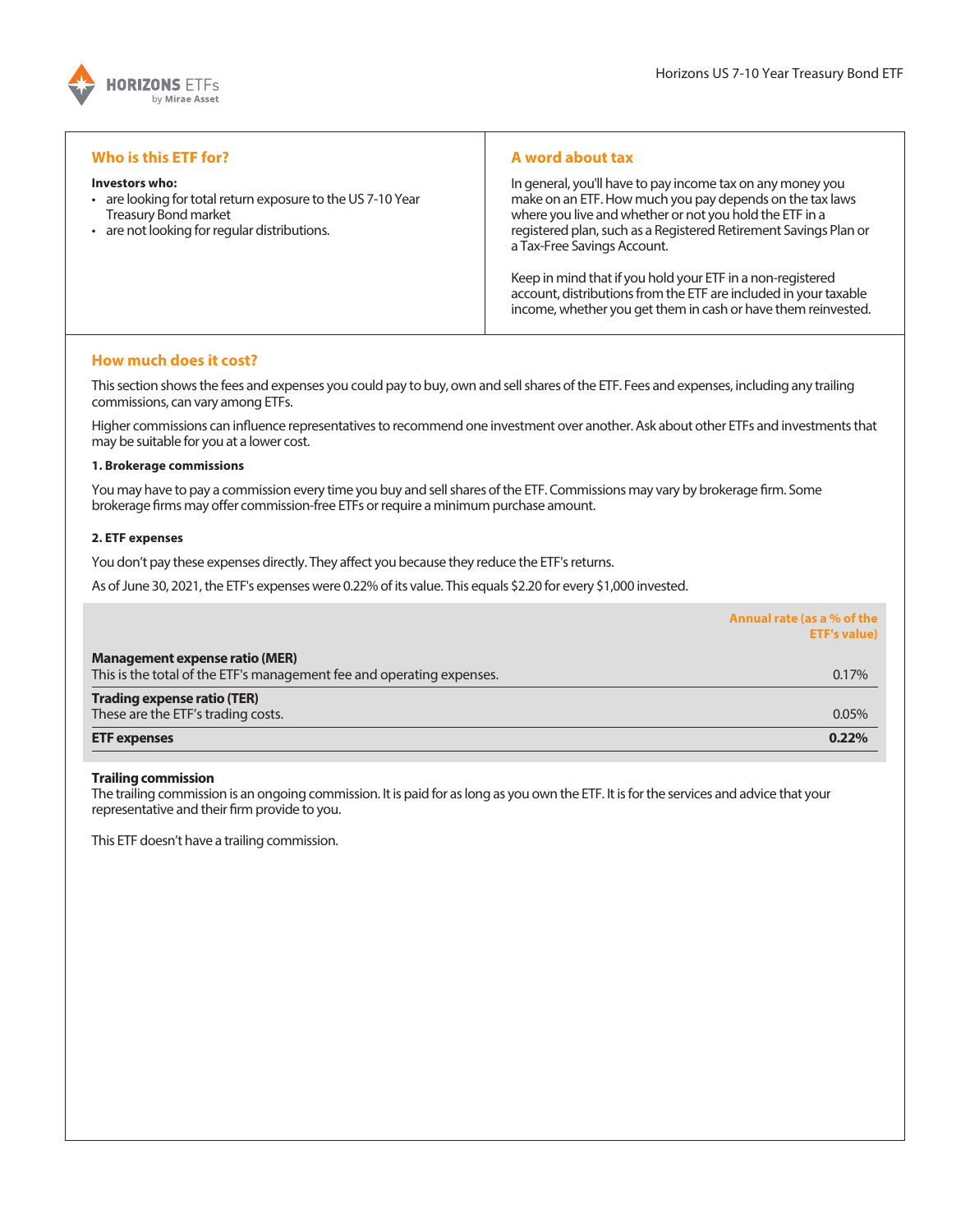## Who is this ETF for?

**Investors who:**

- are looking for total return exposure to the US 7-10 Year Treasury Bond market
- are not looking for regular distributions.

## A word about tax

In general, you'll have to pay income tax on any money you make on an ETF. How much you pay depends on the tax laws where you live and whether or not you hold the ETF in a registered plan, such as a Registered Retirement Savings Plan or a Tax-Free Savings Account.

Keep in mind that if you hold your ETF in a non-registered account, distributions from the ETF are included in your taxable income, whether you get them in cash or have them reinvested.

## How much does it cost?

This section shows the fees and expenses you could pay to buy, own and sell shares of the ETF. Fees and expenses, including any trailing commissions, can vary among ETFs.

Higher commissions can influence representatives to recommend one investment over another. Ask about other ETFs and investments that may be suitable for you at a lower cost.

#### 1. Brokerage commissions

You may have to pay a commission every time you buy and sell shares of the ETF. Commissions may vary by brokerage firm. Some brokerage firms may offer commission-free ETFs or require a minimum purchase amount.

#### 2. ETF expenses

You don't pay these expenses directly. They affect you because they reduce the ETF's returns.

As of June 30, 2021, the ETF's expenses were 0.22% of its value. This equals $2.20 for every $1,000 invested.

| | Annual rate (as a % of the ETF's value) |
|---|---|
| **Management expense ratio (MER)**<br>This is the total of the ETF's management fee and operating expenses. | 0.17% |
| **Trading expense ratio (TER)**<br>These are the ETF's trading costs. | 0.05% |
| **ETF expenses** | **0.22%** |

**Trailing commission**

The trailing commission is an ongoing commission. It is paid for as long as you own the ETF. It is for the services and advice that your representative and their firm provide to you.

This ETF doesn't have a trailing commission.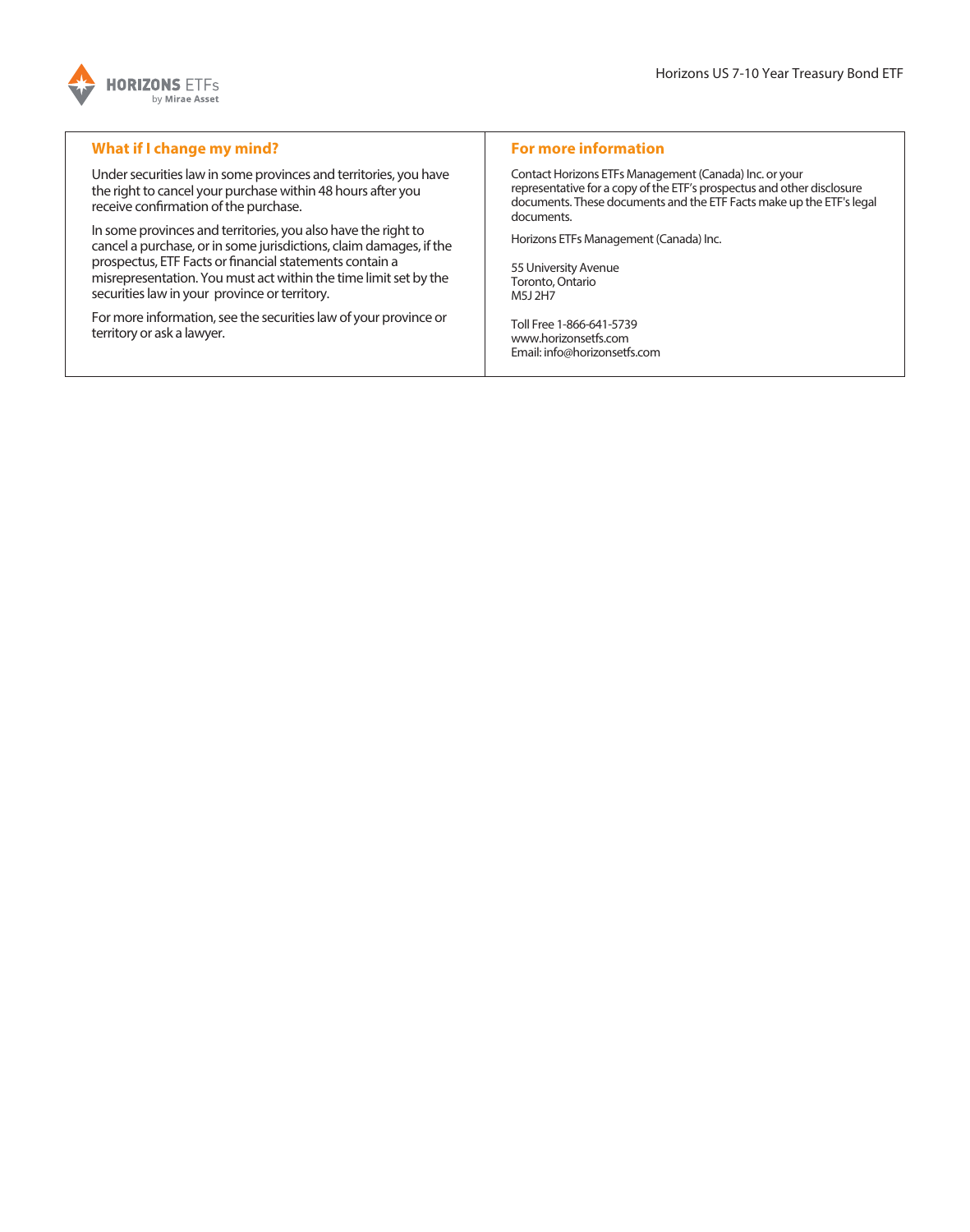## What if I change my mind?

Under securities law in some provinces and territories, you have the right to cancel your purchase within 48 hours after you receive confirmation of the purchase.

In some provinces and territories, you also have the right to cancel a purchase, or in some jurisdictions, claim damages, if the prospectus, ETF Facts or financial statements contain a misrepresentation. You must act within the time limit set by the securities law in your province or territory.

For more information, see the securities law of your province or territory or ask a lawyer.

## For more information

Contact Horizons ETFs Management (Canada) Inc. or your representative for a copy of the ETF's prospectus and other disclosure documents. These documents and the ETF Facts make up the ETF's legal documents.

Horizons ETFs Management (Canada) Inc.

55 University Avenue
Toronto, Ontario
M5J 2H7

Toll Free 1-866-641-5739
www.horizonsetfs.com
Email: info@horizonsetfs.com